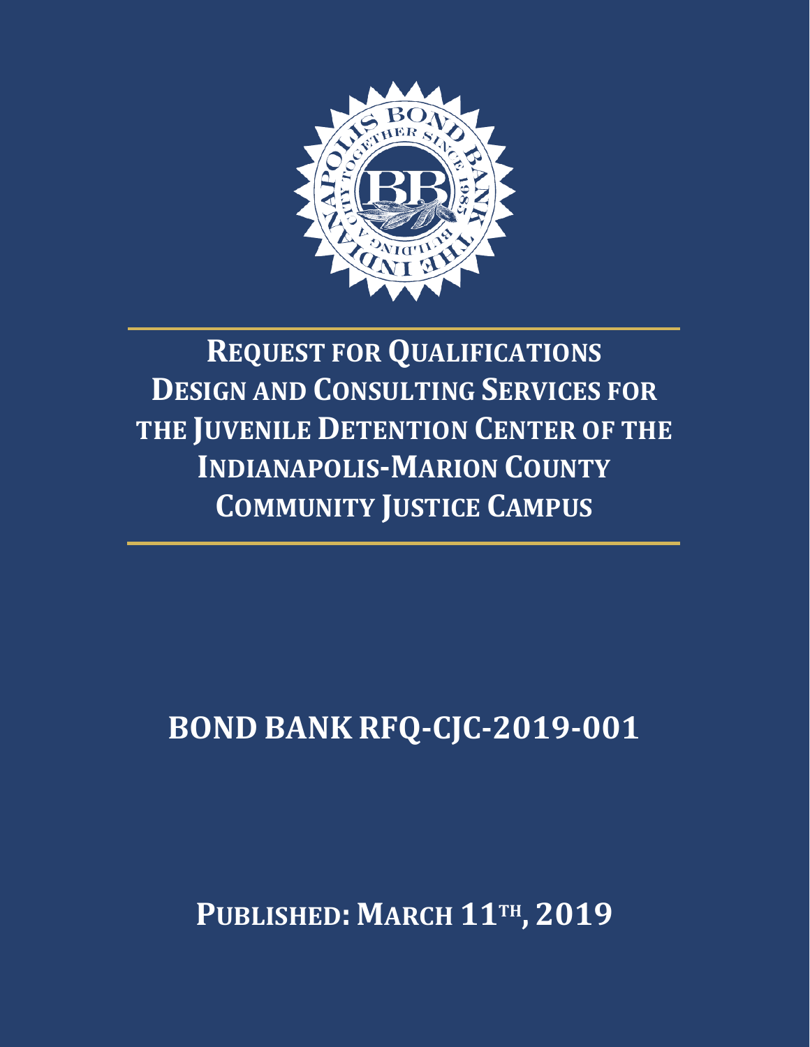# REQUEST FOR QUALIFICATIONS DESIGN AND CONSULTING SERVICES FOR THE JUVENILE DETENTION CENTER OF THE INDIANAPOLIS-MARION COUNTY COMMUNITY JUSTICE CAMPUS

## BOND BANK RFQ-CJC-2019-001

**PUBLISHED: MARCH 11TH, 2019**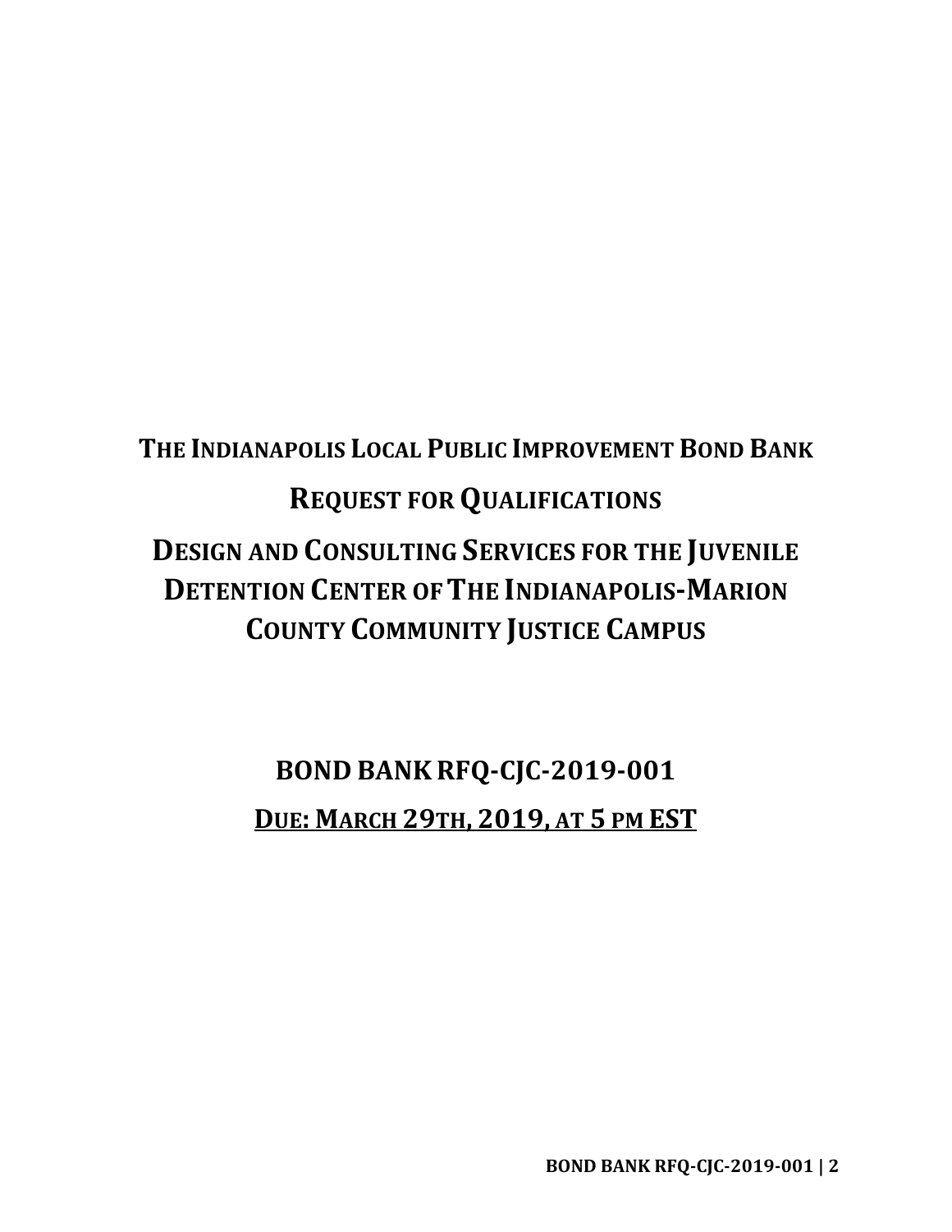# THE INDIANAPOLIS LOCAL PUBLIC IMPROVEMENT BOND BANK

# REQUEST FOR QUALIFICATIONS

# DESIGN AND CONSULTING SERVICES FOR THE JUVENILE DETENTION CENTER OF THE INDIANAPOLIS-MARION COUNTY COMMUNITY JUSTICE CAMPUS

## BOND BANK RFQ-CJC-2019-001

## DUE: MARCH 29TH, 2019, AT 5 PM EST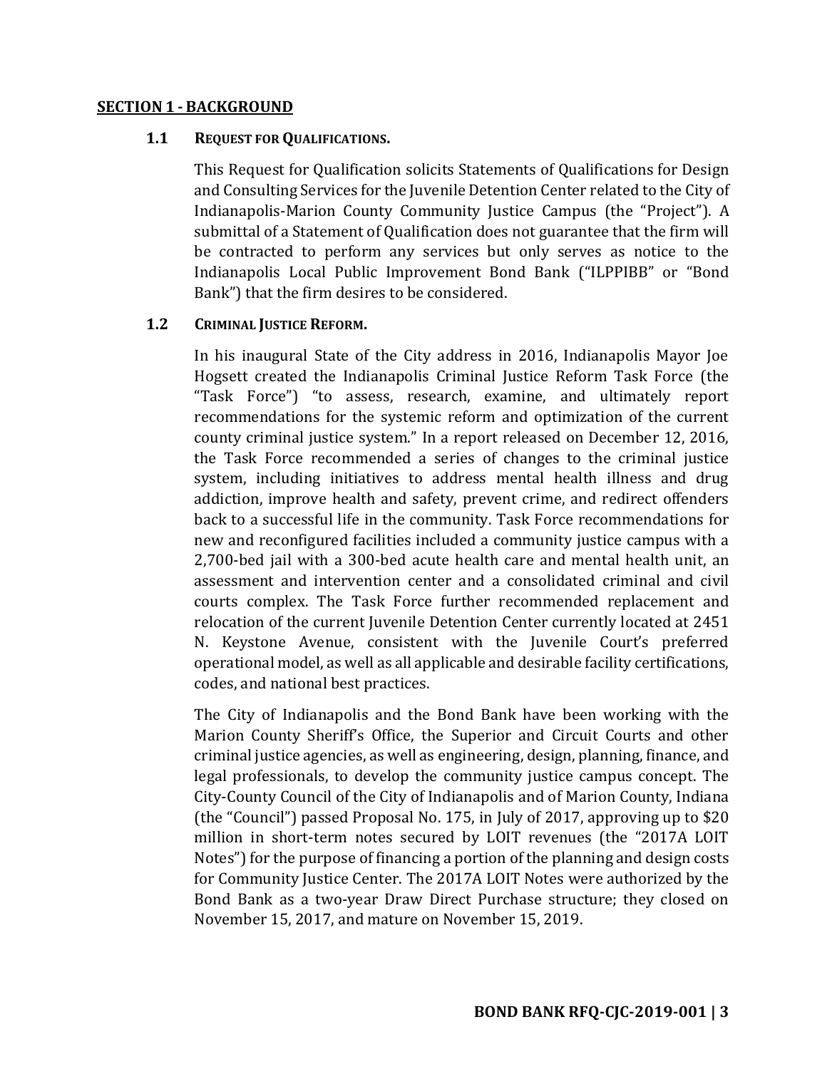## SECTION 1 - BACKGROUND

### 1.1 REQUEST FOR QUALIFICATIONS.

This Request for Qualification solicits Statements of Qualifications for Design and Consulting Services for the Juvenile Detention Center related to the City of Indianapolis-Marion County Community Justice Campus (the "Project"). A submittal of a Statement of Qualification does not guarantee that the firm will be contracted to perform any services but only serves as notice to the Indianapolis Local Public Improvement Bond Bank ("ILPPIBB" or "Bond Bank") that the firm desires to be considered.

### 1.2 CRIMINAL JUSTICE REFORM.

In his inaugural State of the City address in 2016, Indianapolis Mayor Joe Hogsett created the Indianapolis Criminal Justice Reform Task Force (the "Task Force") "to assess, research, examine, and ultimately report recommendations for the systemic reform and optimization of the current county criminal justice system." In a report released on December 12, 2016, the Task Force recommended a series of changes to the criminal justice system, including initiatives to address mental health illness and drug addiction, improve health and safety, prevent crime, and redirect offenders back to a successful life in the community. Task Force recommendations for new and reconfigured facilities included a community justice campus with a 2,700-bed jail with a 300-bed acute health care and mental health unit, an assessment and intervention center and a consolidated criminal and civil courts complex. The Task Force further recommended replacement and relocation of the current Juvenile Detention Center currently located at 2451 N. Keystone Avenue, consistent with the Juvenile Court's preferred operational model, as well as all applicable and desirable facility certifications, codes, and national best practices.

The City of Indianapolis and the Bond Bank have been working with the Marion County Sheriff's Office, the Superior and Circuit Courts and other criminal justice agencies, as well as engineering, design, planning, finance, and legal professionals, to develop the community justice campus concept. The City-County Council of the City of Indianapolis and of Marion County, Indiana (the "Council") passed Proposal No. 175, in July of 2017, approving up to $20 million in short-term notes secured by LOIT revenues (the "2017A LOIT Notes") for the purpose of financing a portion of the planning and design costs for Community Justice Center. The 2017A LOIT Notes were authorized by the Bond Bank as a two-year Draw Direct Purchase structure; they closed on November 15, 2017, and mature on November 15, 2019.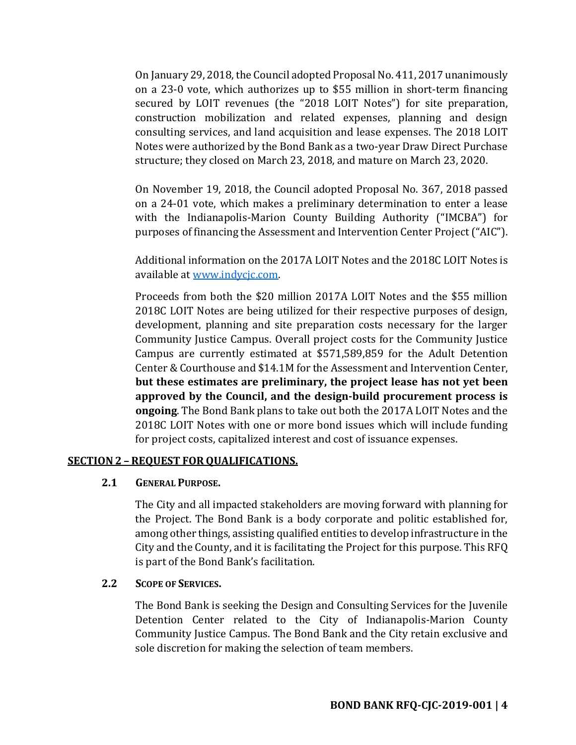On January 29, 2018, the Council adopted Proposal No. 411, 2017 unanimously on a 23-0 vote, which authorizes up to $55 million in short-term financing secured by LOIT revenues (the "2018 LOIT Notes") for site preparation, construction mobilization and related expenses, planning and design consulting services, and land acquisition and lease expenses. The 2018 LOIT Notes were authorized by the Bond Bank as a two-year Draw Direct Purchase structure; they closed on March 23, 2018, and mature on March 23, 2020.

On November 19, 2018, the Council adopted Proposal No. 367, 2018 passed on a 24-01 vote, which makes a preliminary determination to enter a lease with the Indianapolis-Marion County Building Authority ("IMCBA") for purposes of financing the Assessment and Intervention Center Project ("AIC").

Additional information on the 2017A LOIT Notes and the 2018C LOIT Notes is available at [www.indycjc.com](http://www.indycjc.com).

Proceeds from both the $20 million 2017A LOIT Notes and the $55 million 2018C LOIT Notes are being utilized for their respective purposes of design, development, planning and site preparation costs necessary for the larger Community Justice Campus. Overall project costs for the Community Justice Campus are currently estimated at $571,589,859 for the Adult Detention Center & Courthouse and $14.1M for the Assessment and Intervention Center, **but these estimates are preliminary, the project lease has not yet been approved by the Council, and the design-build procurement process is ongoing**. The Bond Bank plans to take out both the 2017A LOIT Notes and the 2018C LOIT Notes with one or more bond issues which will include funding for project costs, capitalized interest and cost of issuance expenses.

## SECTION 2 – REQUEST FOR QUALIFICATIONS.

### 2.1 GENERAL PURPOSE.

The City and all impacted stakeholders are moving forward with planning for the Project. The Bond Bank is a body corporate and politic established for, among other things, assisting qualified entities to develop infrastructure in the City and the County, and it is facilitating the Project for this purpose. This RFQ is part of the Bond Bank's facilitation.

### 2.2 SCOPE OF SERVICES.

The Bond Bank is seeking the Design and Consulting Services for the Juvenile Detention Center related to the City of Indianapolis-Marion County Community Justice Campus. The Bond Bank and the City retain exclusive and sole discretion for making the selection of team members.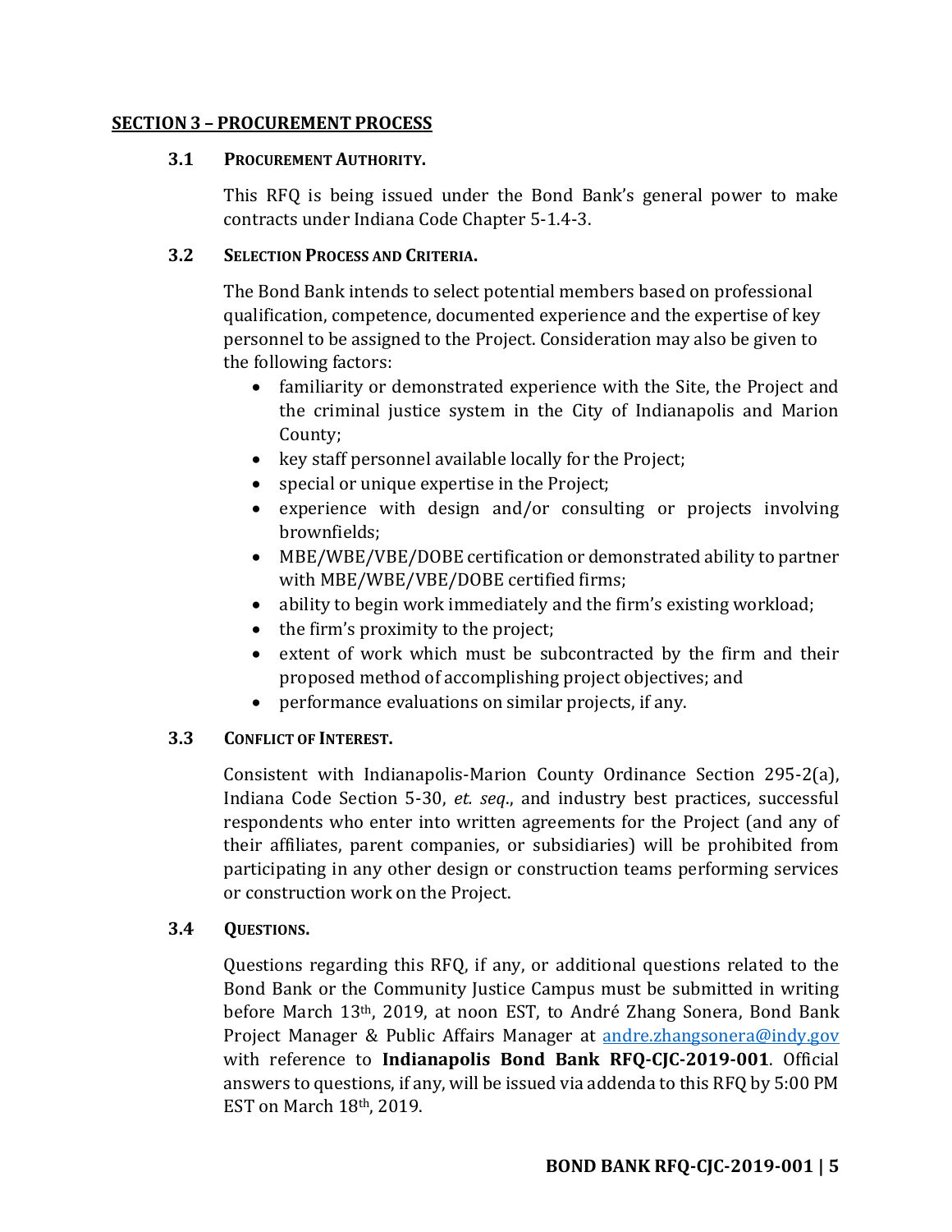## SECTION 3 – PROCUREMENT PROCESS

### 3.1 PROCUREMENT AUTHORITY.

This RFQ is being issued under the Bond Bank's general power to make contracts under Indiana Code Chapter 5-1.4-3.

### 3.2 SELECTION PROCESS AND CRITERIA.

The Bond Bank intends to select potential members based on professional qualification, competence, documented experience and the expertise of key personnel to be assigned to the Project. Consideration may also be given to the following factors:

- familiarity or demonstrated experience with the Site, the Project and the criminal justice system in the City of Indianapolis and Marion County;
- key staff personnel available locally for the Project;
- special or unique expertise in the Project;
- experience with design and/or consulting or projects involving brownfields;
- MBE/WBE/VBE/DOBE certification or demonstrated ability to partner with MBE/WBE/VBE/DOBE certified firms;
- ability to begin work immediately and the firm's existing workload;
- the firm's proximity to the project;
- extent of work which must be subcontracted by the firm and their proposed method of accomplishing project objectives; and
- performance evaluations on similar projects, if any.

### 3.3 CONFLICT OF INTEREST.

Consistent with Indianapolis-Marion County Ordinance Section 295-2(a), Indiana Code Section 5-30, *et. seq*., and industry best practices, successful respondents who enter into written agreements for the Project (and any of their affiliates, parent companies, or subsidiaries) will be prohibited from participating in any other design or construction teams performing services or construction work on the Project.

### 3.4 QUESTIONS.

Questions regarding this RFQ, if any, or additional questions related to the Bond Bank or the Community Justice Campus must be submitted in writing before March 13th, 2019, at noon EST, to André Zhang Sonera, Bond Bank Project Manager & Public Affairs Manager at andre.zhangsonera@indy.gov with reference to **Indianapolis Bond Bank RFQ-CJC-2019-001**. Official answers to questions, if any, will be issued via addenda to this RFQ by 5:00 PM EST on March 18th, 2019.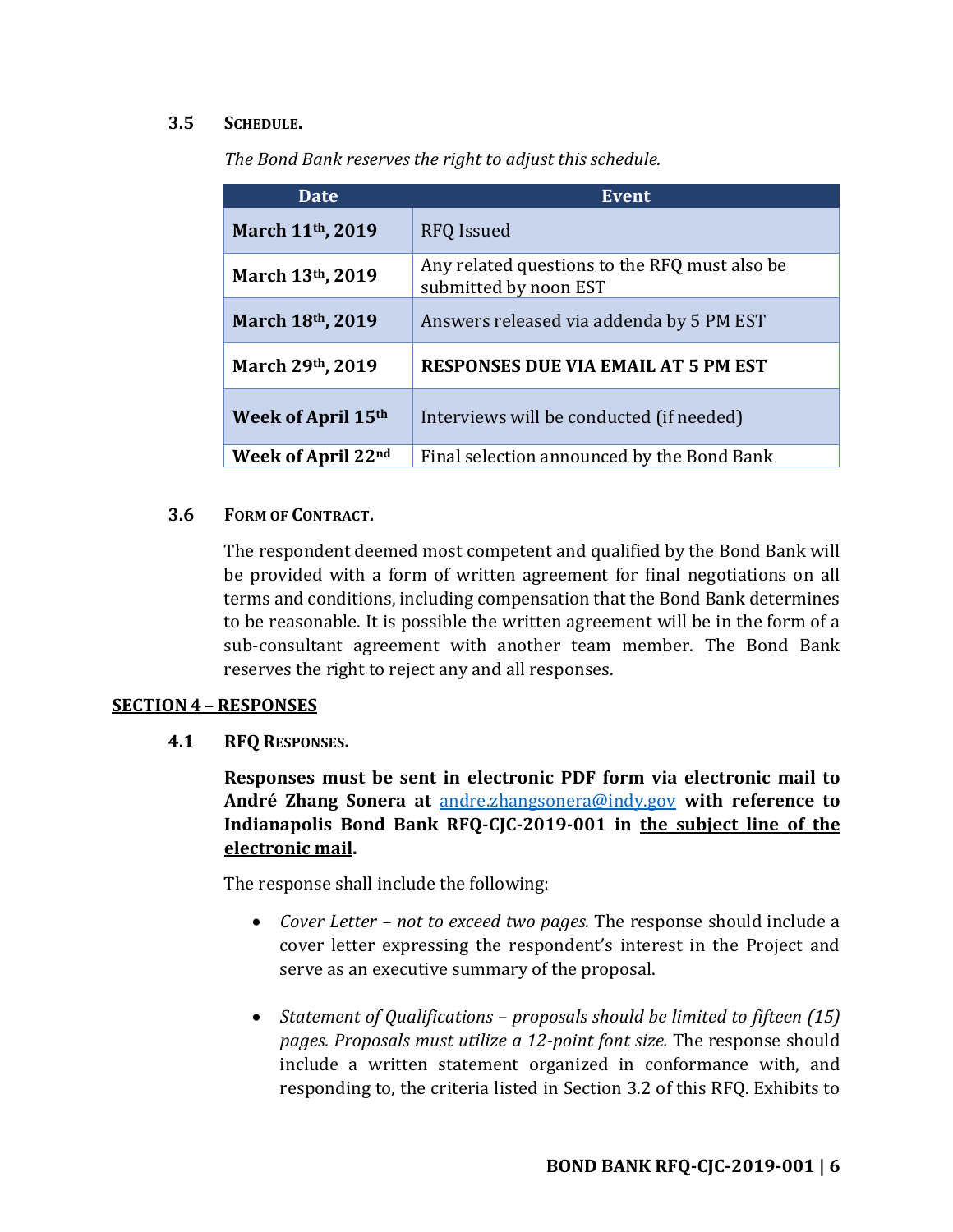### 3.5 SCHEDULE.

*The Bond Bank reserves the right to adjust this schedule.*

| Date | Event |
|---|---|
| **March 11th, 2019** | RFQ Issued |
| **March 13th, 2019** | Any related questions to the RFQ must also be submitted by noon EST |
| **March 18th, 2019** | Answers released via addenda by 5 PM EST |
| **March 29th, 2019** | **RESPONSES DUE VIA EMAIL AT 5 PM EST** |
| **Week of April 15th** | Interviews will be conducted (if needed) |
| **Week of April 22nd** | Final selection announced by the Bond Bank |

### 3.6 FORM OF CONTRACT.

The respondent deemed most competent and qualified by the Bond Bank will be provided with a form of written agreement for final negotiations on all terms and conditions, including compensation that the Bond Bank determines to be reasonable. It is possible the written agreement will be in the form of a sub-consultant agreement with another team member. The Bond Bank reserves the right to reject any and all responses.

## SECTION 4 – RESPONSES

### 4.1 RFQ RESPONSES.

**Responses must be sent in electronic PDF form via electronic mail to André Zhang Sonera at [andre.zhangsonera@indy.gov](mailto:andre.zhangsonera@indy.gov) with reference to Indianapolis Bond Bank RFQ-CJC-2019-001 in <u>the subject line of the electronic mail</u>.**

The response shall include the following:

- *Cover Letter – not to exceed two pages.* The response should include a cover letter expressing the respondent's interest in the Project and serve as an executive summary of the proposal.

- *Statement of Qualifications – proposals should be limited to fifteen (15) pages. Proposals must utilize a 12-point font size.* The response should include a written statement organized in conformance with, and responding to, the criteria listed in Section 3.2 of this RFQ. Exhibits to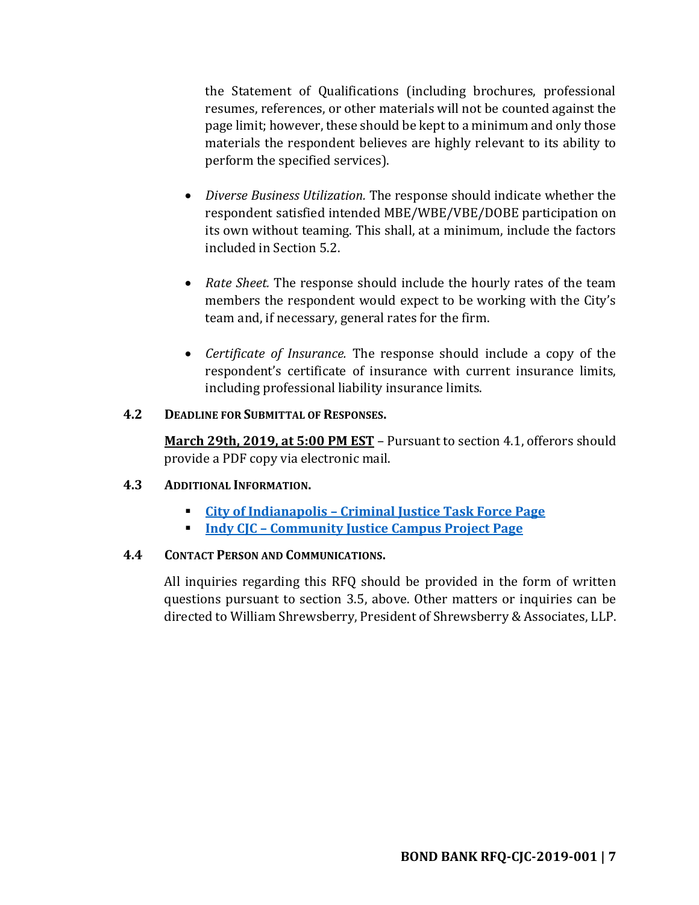the Statement of Qualifications (including brochures, professional resumes, references, or other materials will not be counted against the page limit; however, these should be kept to a minimum and only those materials the respondent believes are highly relevant to its ability to perform the specified services).

- *Diverse Business Utilization.* The response should indicate whether the respondent satisfied intended MBE/WBE/VBE/DOBE participation on its own without teaming. This shall, at a minimum, include the factors included in Section 5.2.

- *Rate Sheet.* The response should include the hourly rates of the team members the respondent would expect to be working with the City's team and, if necessary, general rates for the firm.

- *Certificate of Insurance.* The response should include a copy of the respondent's certificate of insurance with current insurance limits, including professional liability insurance limits.

### 4.2 Deadline for Submittal of Responses.

**March 29th, 2019, at 5:00 PM EST** – Pursuant to section 4.1, offerors should provide a PDF copy via electronic mail.

### 4.3 Additional Information.

- **City of Indianapolis – Criminal Justice Task Force Page**
- **Indy CJC – Community Justice Campus Project Page**

### 4.4 Contact Person and Communications.

All inquiries regarding this RFQ should be provided in the form of written questions pursuant to section 3.5, above. Other matters or inquiries can be directed to William Shrewsberry, President of Shrewsberry & Associates, LLP.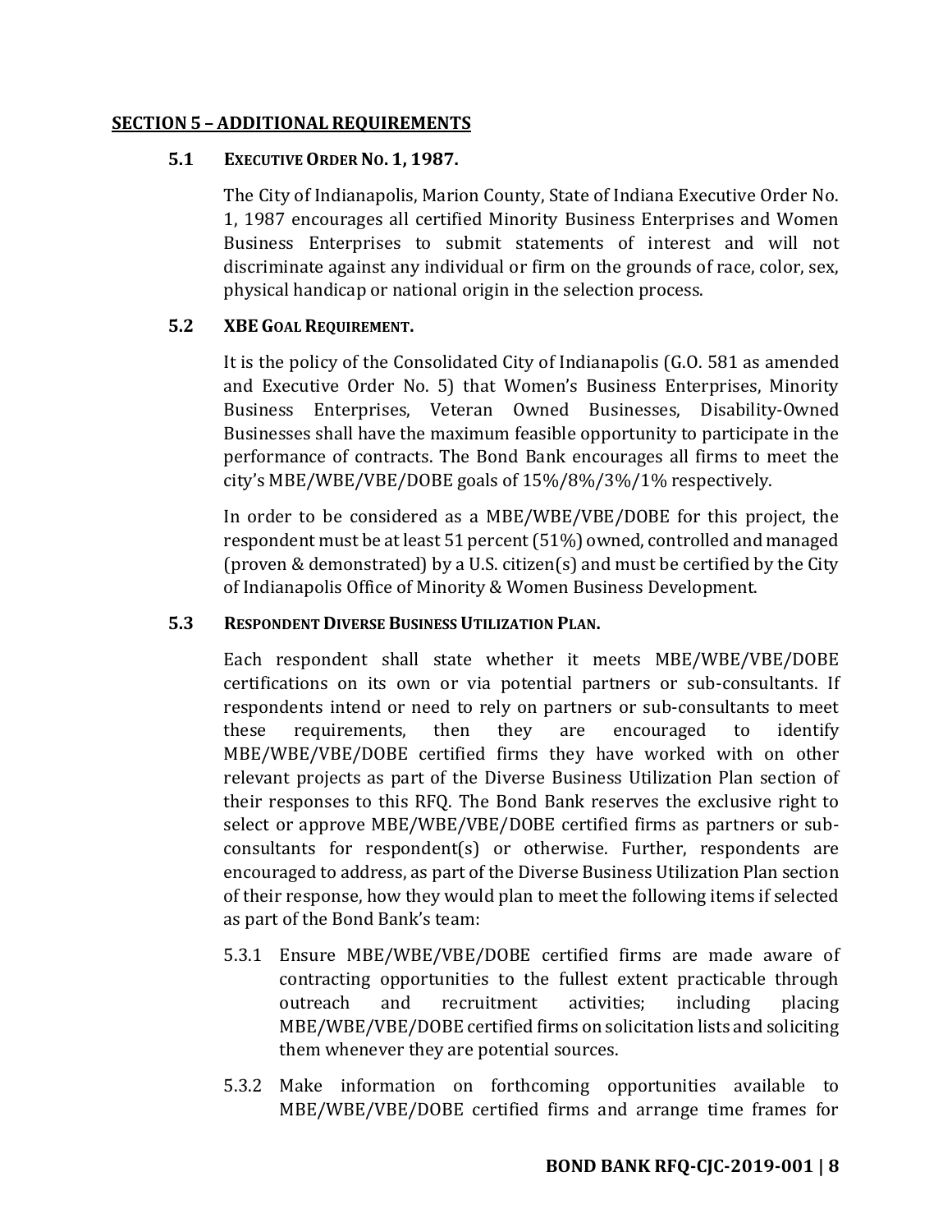## SECTION 5 – ADDITIONAL REQUIREMENTS

### 5.1 EXECUTIVE ORDER NO. 1, 1987.

The City of Indianapolis, Marion County, State of Indiana Executive Order No. 1, 1987 encourages all certified Minority Business Enterprises and Women Business Enterprises to submit statements of interest and will not discriminate against any individual or firm on the grounds of race, color, sex, physical handicap or national origin in the selection process.

### 5.2 XBE GOAL REQUIREMENT.

It is the policy of the Consolidated City of Indianapolis (G.O. 581 as amended and Executive Order No. 5) that Women's Business Enterprises, Minority Business Enterprises, Veteran Owned Businesses, Disability-Owned Businesses shall have the maximum feasible opportunity to participate in the performance of contracts. The Bond Bank encourages all firms to meet the city's MBE/WBE/VBE/DOBE goals of 15%/8%/3%/1% respectively.

In order to be considered as a MBE/WBE/VBE/DOBE for this project, the respondent must be at least 51 percent (51%) owned, controlled and managed (proven & demonstrated) by a U.S. citizen(s) and must be certified by the City of Indianapolis Office of Minority & Women Business Development.

### 5.3 RESPONDENT DIVERSE BUSINESS UTILIZATION PLAN.

Each respondent shall state whether it meets MBE/WBE/VBE/DOBE certifications on its own or via potential partners or sub-consultants. If respondents intend or need to rely on partners or sub-consultants to meet these requirements, then they are encouraged to identify MBE/WBE/VBE/DOBE certified firms they have worked with on other relevant projects as part of the Diverse Business Utilization Plan section of their responses to this RFQ. The Bond Bank reserves the exclusive right to select or approve MBE/WBE/VBE/DOBE certified firms as partners or sub-consultants for respondent(s) or otherwise. Further, respondents are encouraged to address, as part of the Diverse Business Utilization Plan section of their response, how they would plan to meet the following items if selected as part of the Bond Bank's team:

5.3.1 Ensure MBE/WBE/VBE/DOBE certified firms are made aware of contracting opportunities to the fullest extent practicable through outreach and recruitment activities; including placing MBE/WBE/VBE/DOBE certified firms on solicitation lists and soliciting them whenever they are potential sources.

5.3.2 Make information on forthcoming opportunities available to MBE/WBE/VBE/DOBE certified firms and arrange time frames for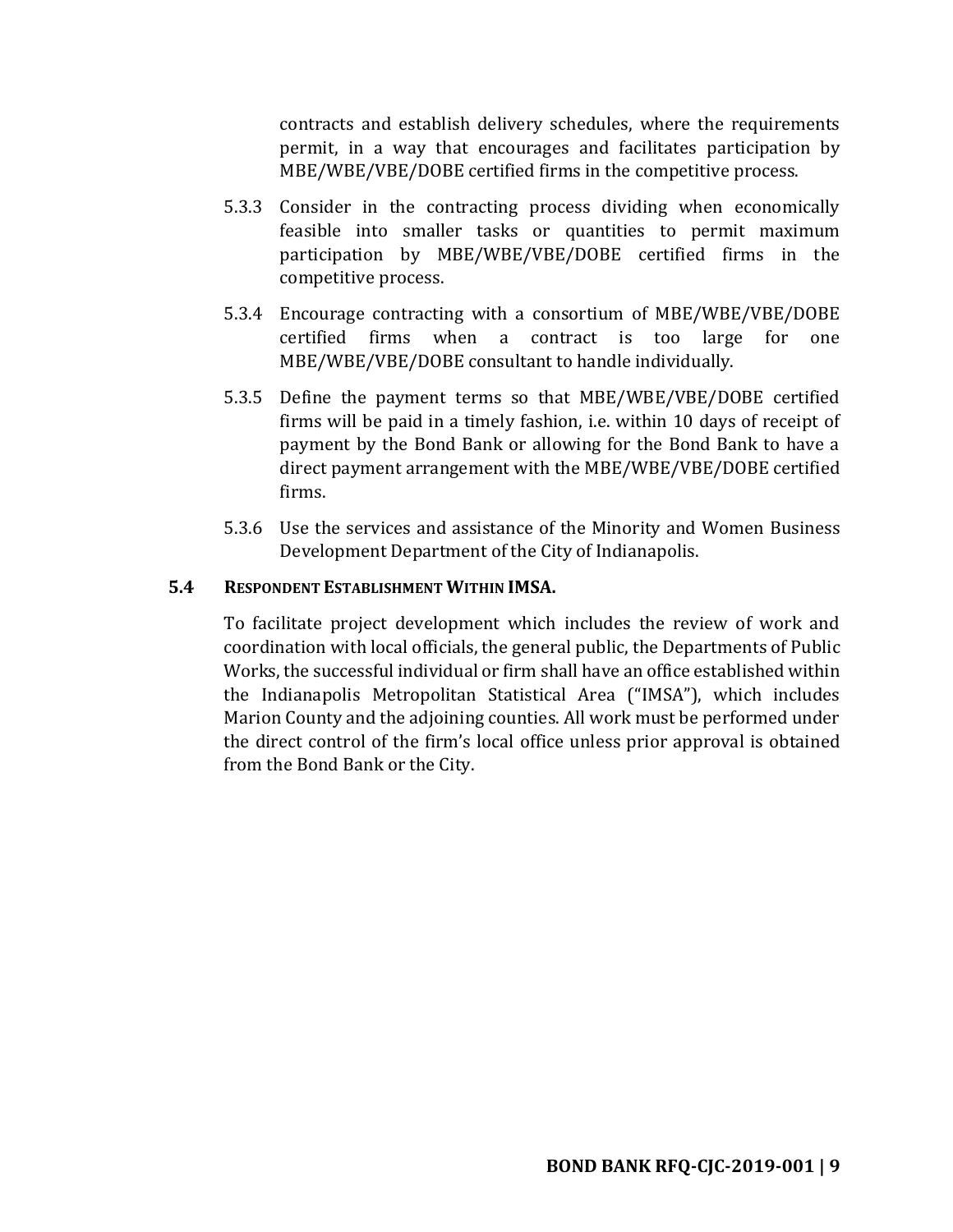contracts and establish delivery schedules, where the requirements permit, in a way that encourages and facilitates participation by MBE/WBE/VBE/DOBE certified firms in the competitive process.

5.3.3 Consider in the contracting process dividing when economically feasible into smaller tasks or quantities to permit maximum participation by MBE/WBE/VBE/DOBE certified firms in the competitive process.

5.3.4 Encourage contracting with a consortium of MBE/WBE/VBE/DOBE certified firms when a contract is too large for one MBE/WBE/VBE/DOBE consultant to handle individually.

5.3.5 Define the payment terms so that MBE/WBE/VBE/DOBE certified firms will be paid in a timely fashion, i.e. within 10 days of receipt of payment by the Bond Bank or allowing for the Bond Bank to have a direct payment arrangement with the MBE/WBE/VBE/DOBE certified firms.

5.3.6 Use the services and assistance of the Minority and Women Business Development Department of the City of Indianapolis.

### 5.4 RESPONDENT ESTABLISHMENT WITHIN IMSA.

To facilitate project development which includes the review of work and coordination with local officials, the general public, the Departments of Public Works, the successful individual or firm shall have an office established within the Indianapolis Metropolitan Statistical Area ("IMSA"), which includes Marion County and the adjoining counties. All work must be performed under the direct control of the firm's local office unless prior approval is obtained from the Bond Bank or the City.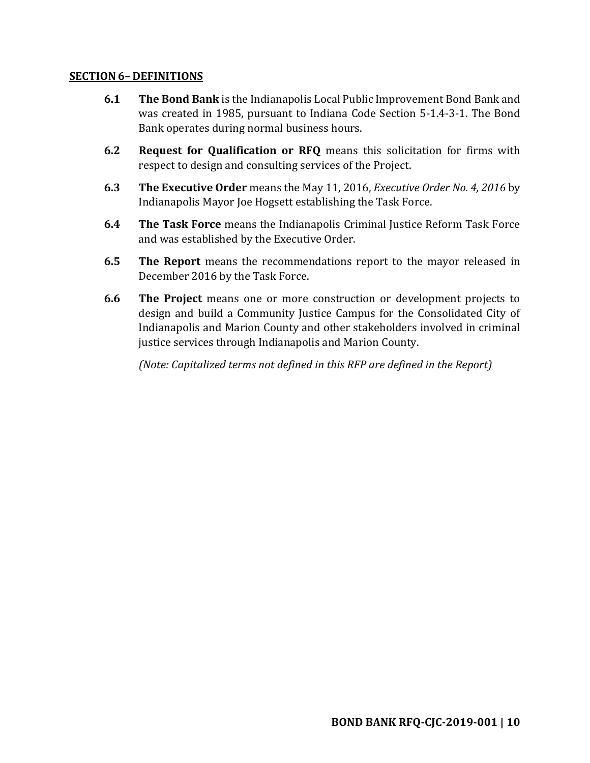## SECTION 6– DEFINITIONS

**6.1** **The Bond Bank** is the Indianapolis Local Public Improvement Bond Bank and was created in 1985, pursuant to Indiana Code Section 5-1.4-3-1. The Bond Bank operates during normal business hours.

**6.2** **Request for Qualification or RFQ** means this solicitation for firms with respect to design and consulting services of the Project.

**6.3** **The Executive Order** means the May 11, 2016, *Executive Order No. 4, 2016* by Indianapolis Mayor Joe Hogsett establishing the Task Force.

**6.4** **The Task Force** means the Indianapolis Criminal Justice Reform Task Force and was established by the Executive Order.

**6.5** **The Report** means the recommendations report to the mayor released in December 2016 by the Task Force.

**6.6** **The Project** means one or more construction or development projects to design and build a Community Justice Campus for the Consolidated City of Indianapolis and Marion County and other stakeholders involved in criminal justice services through Indianapolis and Marion County.

*(Note: Capitalized terms not defined in this RFP are defined in the Report)*